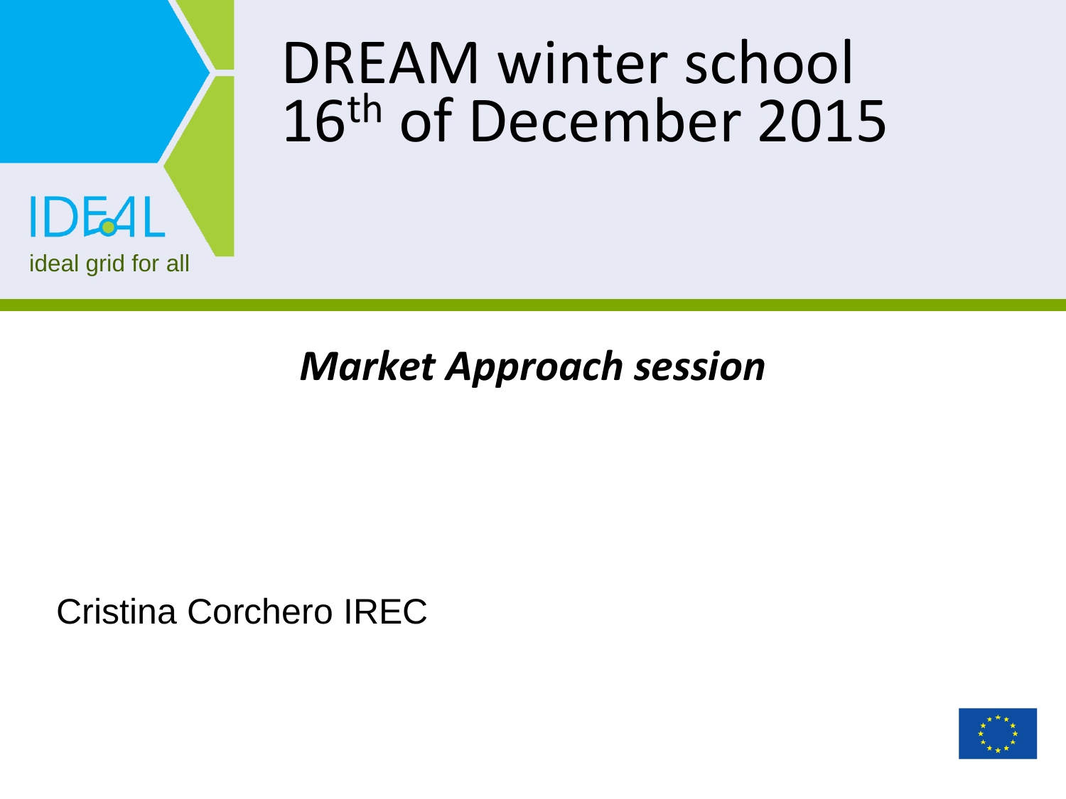IDEAL

ideal grid for all

# DREAM winter school 16th of December 2015

***Market Approach session***

Cristina Corchero IREC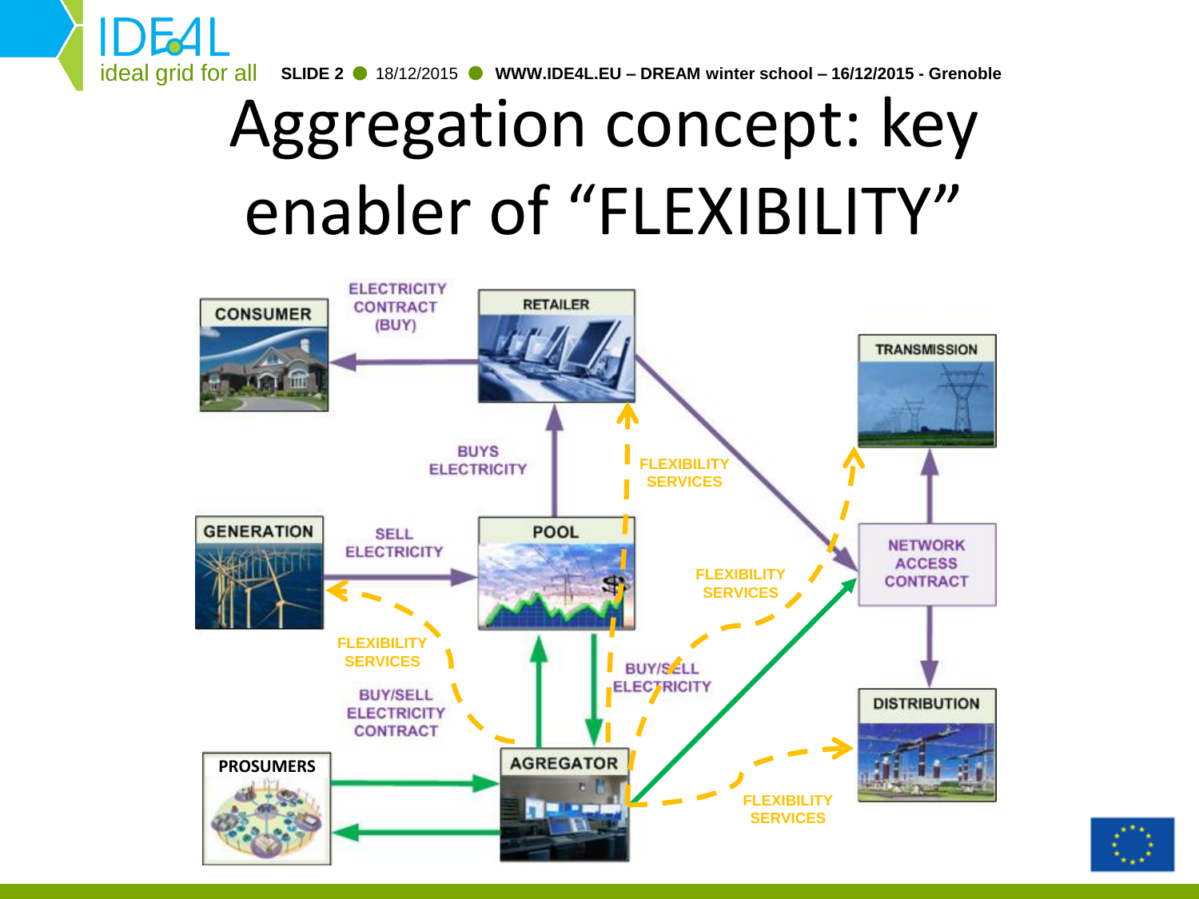# Aggregation concept: key enabler of "FLEXIBILITY"

CONSUMER

ELECTRICITY CONTRACT (BUY)

RETAILER

TRANSMISSION

BUYS ELECTRICITY

FLEXIBILITY SERVICES

GENERATION

SELL ELECTRICITY

POOL

NETWORK ACCESS CONTRACT

FLEXIBILITY SERVICES

FLEXIBILITY SERVICES

BUY/SELL ELECTRICITY

BUY/SELL ELECTRICITY CONTRACT

DISTRIBUTION

PROSUMERS

AGREGATOR

FLEXIBILITY SERVICES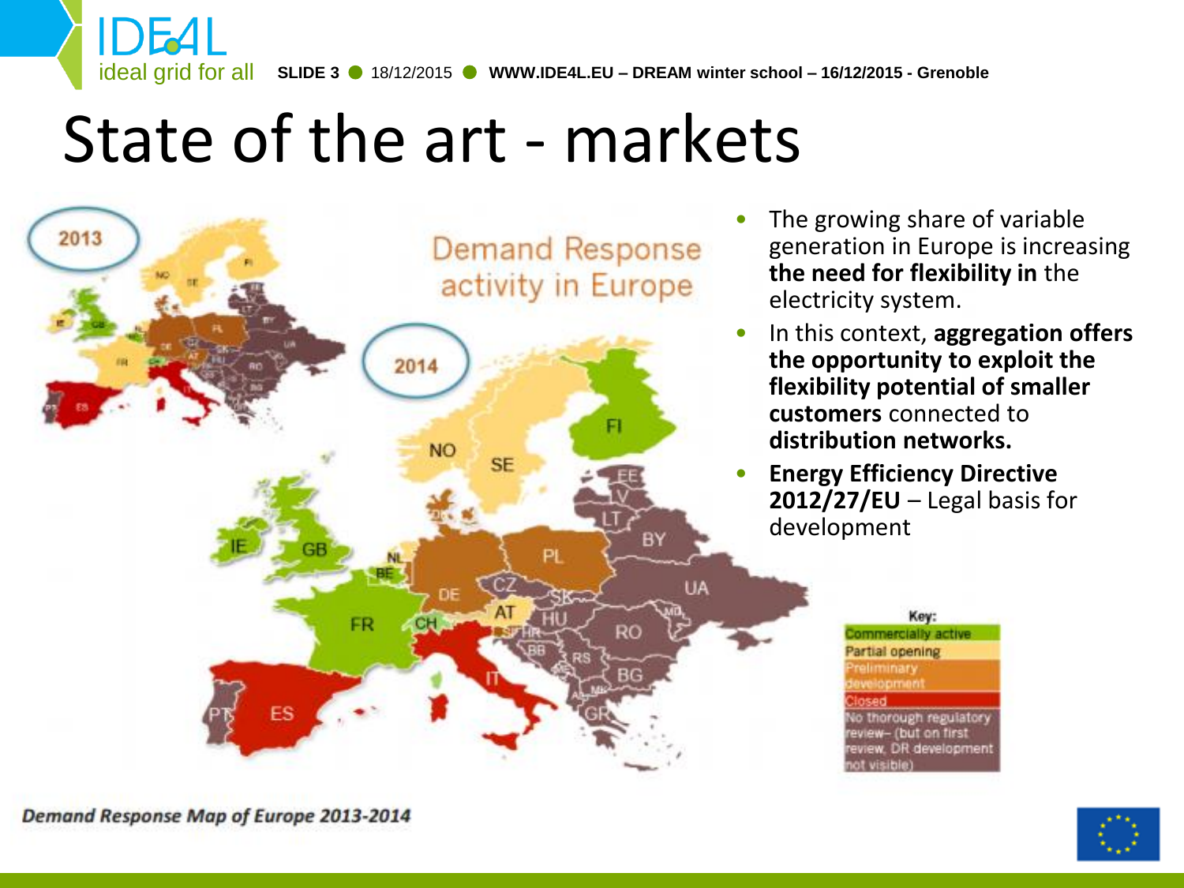# State of the art - markets

- The growing share of variable generation in Europe is increasing **the need for flexibility in** the electricity system.
- In this context, **aggregation offers the opportunity to exploit the flexibility potential of smaller customers** connected to **distribution networks.**
- **Energy Efficiency Directive 2012/27/EU** – Legal basis for development

*Demand Response Map of Europe 2013-2014*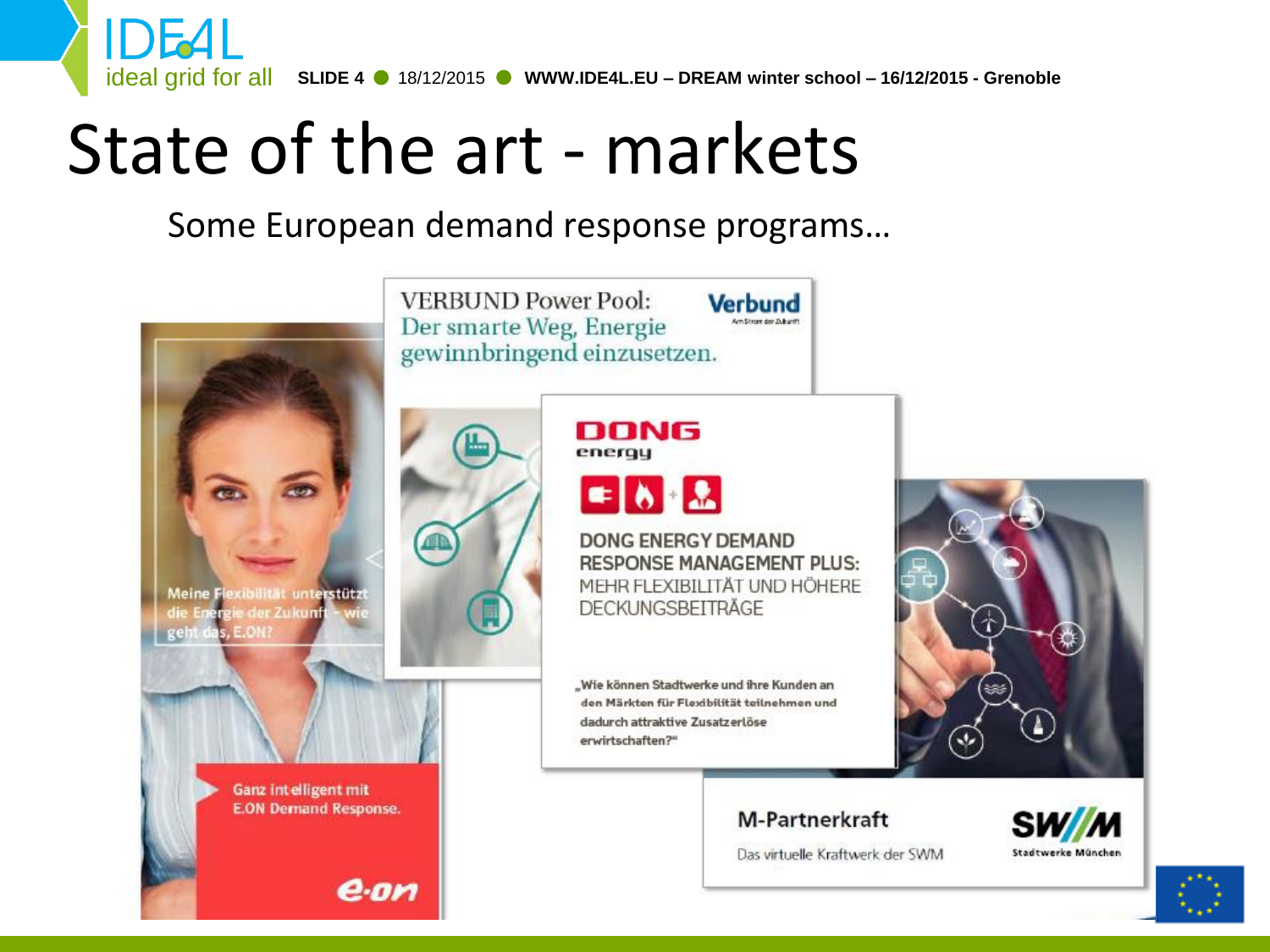# State of the art - markets

Some European demand response programs…

VERBUND Power Pool: Der smarte Weg, Energie gewinnbringend einzusetzen.

Verbund

Meine Flexibilität unterstützt die Energie der Zukunft – wie geht das, E.ON?

Ganz intelligent mit E.ON Demand Response.

e·on

DONG energy

DONG ENERGY DEMAND RESPONSE MANAGEMENT PLUS: MEHR FLEXIBILITÄT UND HÖHERE DECKUNGSBEITRÄGE

„Wie können Stadtwerke und ihre Kunden an den Märkten für Flexibilität teilnehmen und dadurch attraktive Zusatzerlöse erwirtschaften?"

M-Partnerkraft

Das virtuelle Kraftwerk der SWM

SWM Stadtwerke München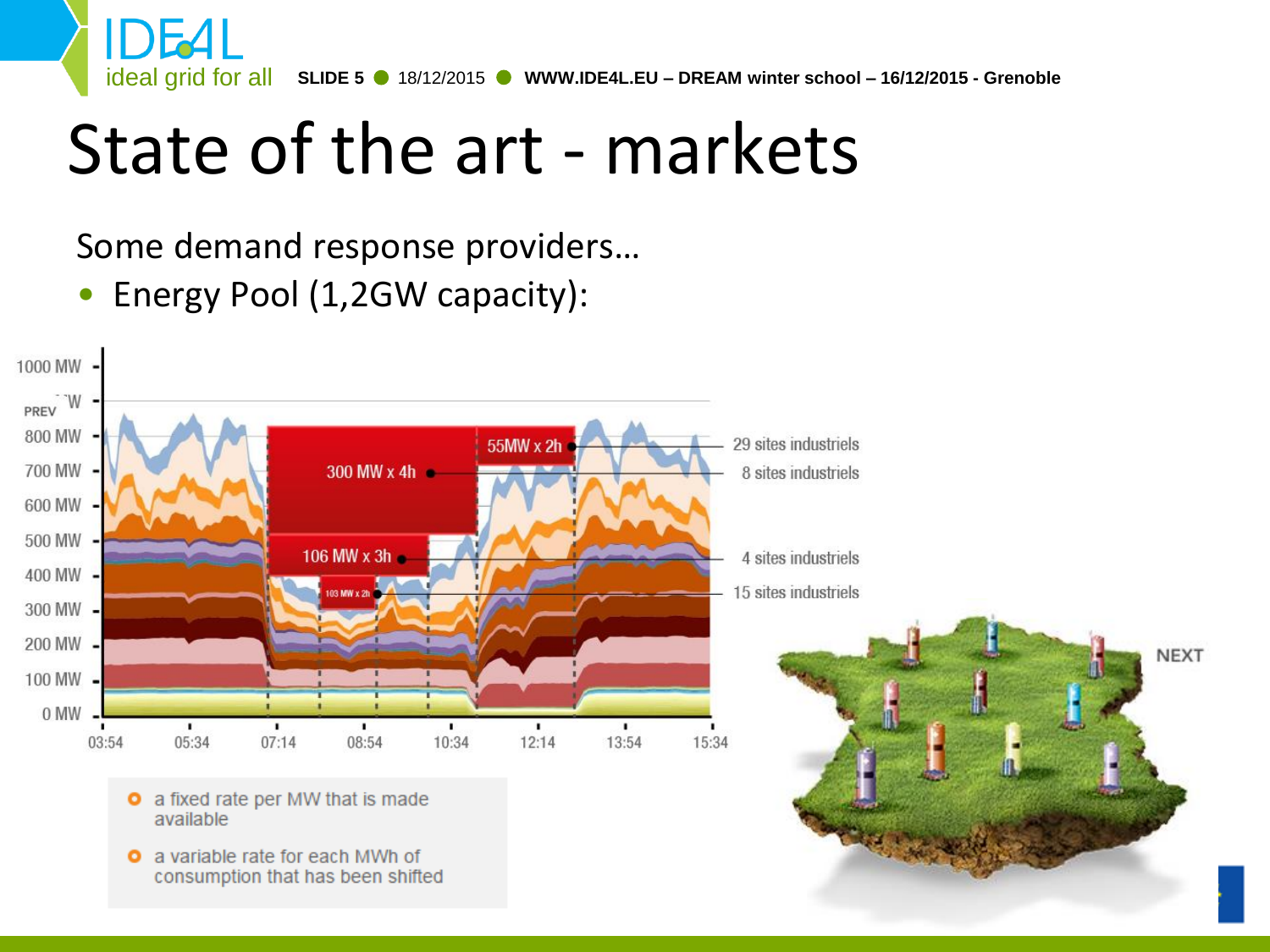# State of the art - markets

Some demand response providers…

- Energy Pool (1,2GW capacity):

- a fixed rate per MW that is made available
- a variable rate for each MWh of consumption that has been shifted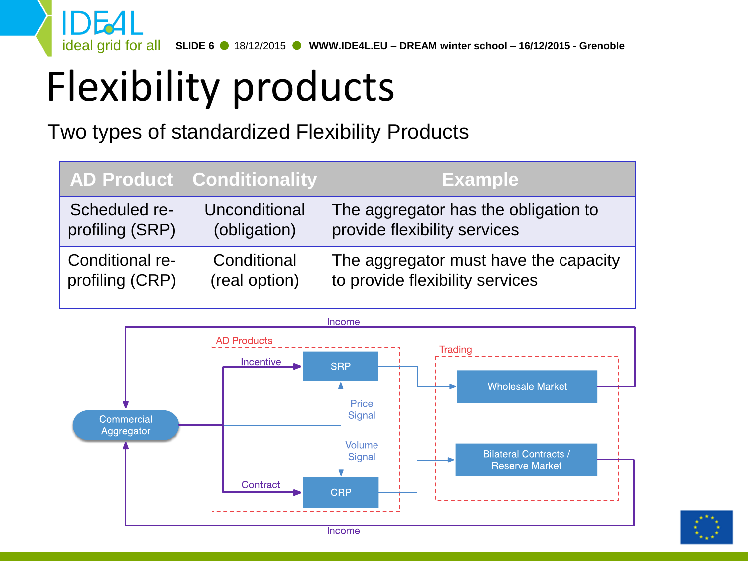# Flexibility products

Two types of standardized Flexibility Products

| AD Product | Conditionality | Example |
|---|---|---|
| Scheduled re-profiling (SRP) | Unconditional (obligation) | The aggregator has the obligation to provide flexibility services |
| Conditional re-profiling (CRP) | Conditional (real option) | The aggregator must have the capacity to provide flexibility services |

Income

AD Products

Trading

Incentive

SRP

Wholesale Market

Price Signal

Commercial Aggregator

Volume Signal

Bilateral Contracts / Reserve Market

Contract

CRP

Income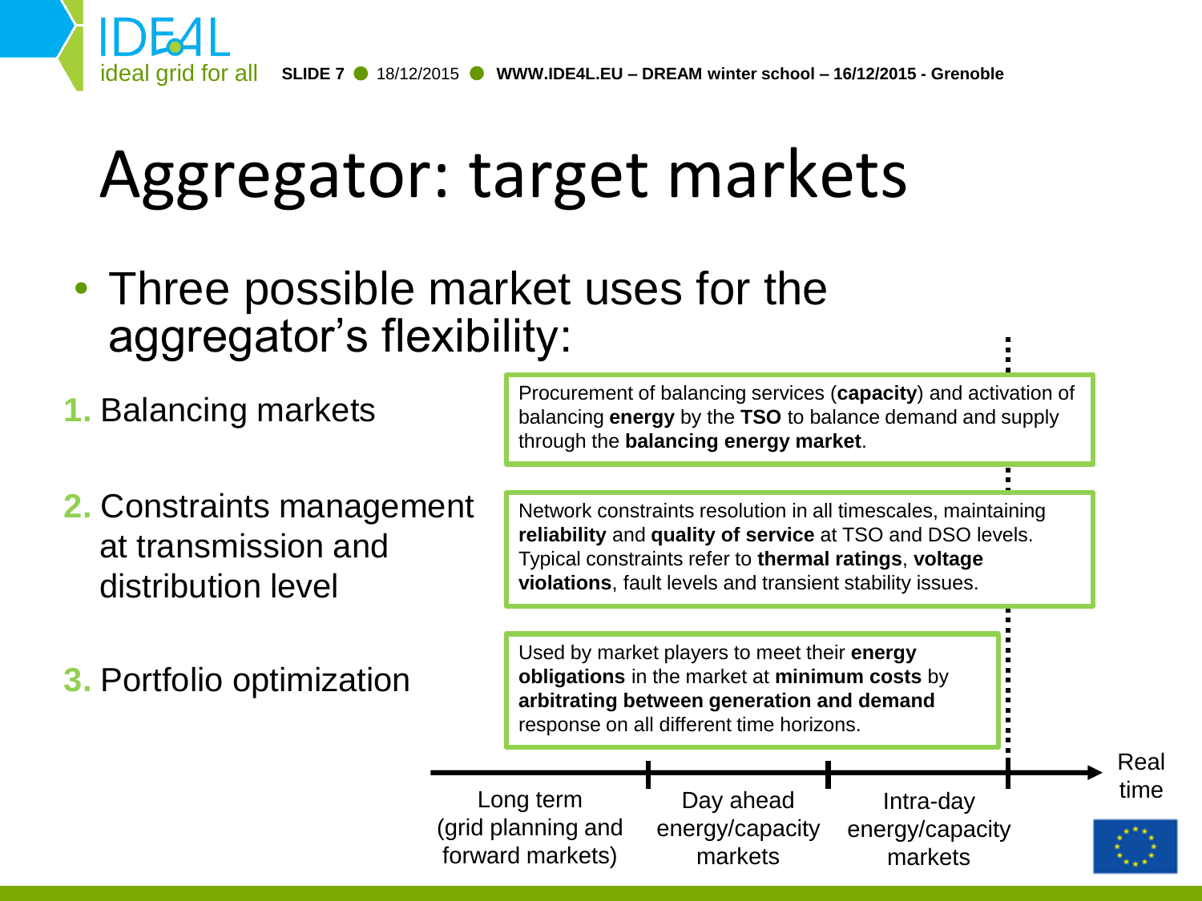# Aggregator: target markets

- Three possible market uses for the aggregator's flexibility:

1. Balancing markets

   Procurement of balancing services (**capacity**) and activation of balancing **energy** by the **TSO** to balance demand and supply through the **balancing energy market**.

2. Constraints management at transmission and distribution level

   Network constraints resolution in all timescales, maintaining **reliability** and **quality of service** at TSO and DSO levels. Typical constraints refer to **thermal ratings**, **voltage violations**, fault levels and transient stability issues.

3. Portfolio optimization

   Used by market players to meet their **energy obligations** in the market at **minimum costs** by **arbitrating between generation and demand** response on all different time horizons.

Long term (grid planning and forward markets) → Day ahead energy/capacity markets → Intra-day energy/capacity markets → Real time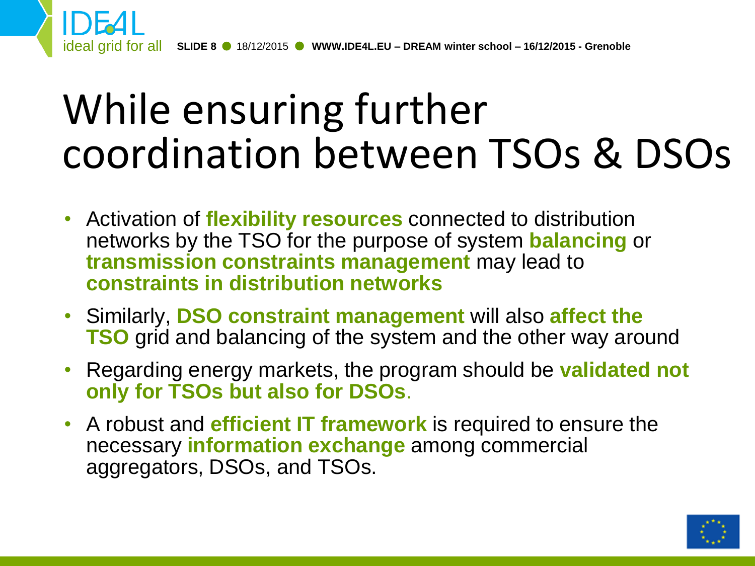# While ensuring further coordination between TSOs & DSOs

- Activation of **flexibility resources** connected to distribution networks by the TSO for the purpose of system **balancing** or **transmission constraints management** may lead to **constraints in distribution networks**
- Similarly, **DSO constraint management** will also **affect the TSO** grid and balancing of the system and the other way around
- Regarding energy markets, the program should be **validated not only for TSOs but also for DSOs**.
- A robust and **efficient IT framework** is required to ensure the necessary **information exchange** among commercial aggregators, DSOs, and TSOs.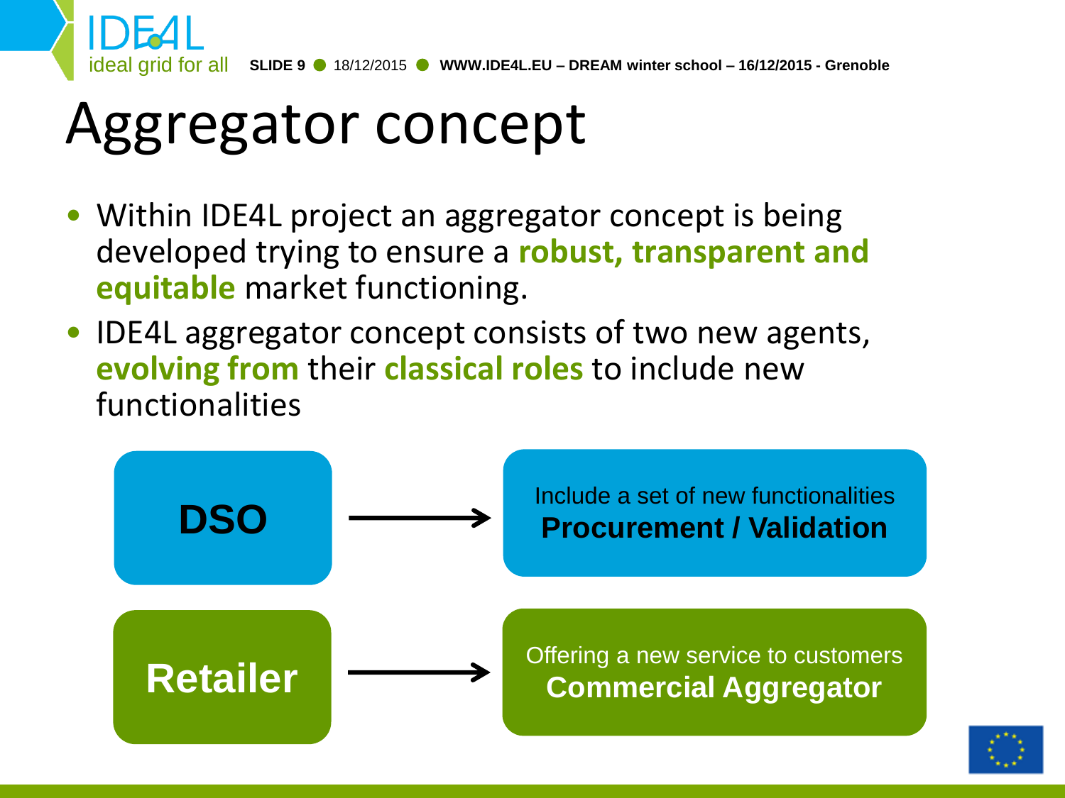# Aggregator concept

- Within IDE4L project an aggregator concept is being developed trying to ensure a **robust, transparent and equitable** market functioning.
- IDE4L aggregator concept consists of two new agents, **evolving from** their **classical roles** to include new functionalities

**DSO** → Include a set of new functionalities **Procurement / Validation**

**Retailer** → Offering a new service to customers **Commercial Aggregator**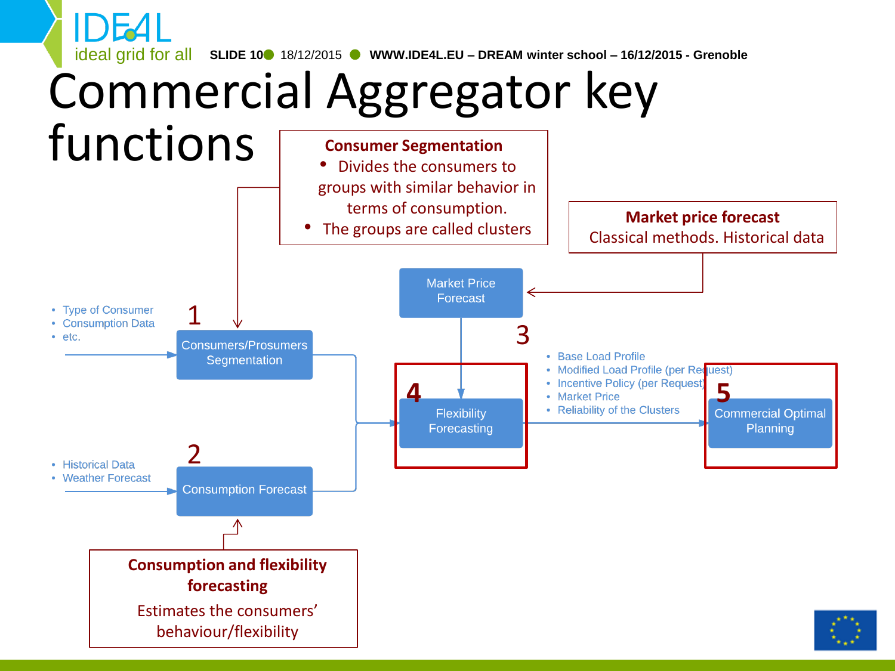# Commercial Aggregator key functions

**Consumer Segmentation**
- Divides the consumers to groups with similar behavior in terms of consumption.
- The groups are called clusters

**Market price forecast**
Classical methods. Historical data

- Type of Consumer
- Consumption Data
- etc.

1 Consumers/Prosumers Segmentation

- Historical Data
- Weather Forecast

2 Consumption Forecast

3 Market Price Forecast

4 Flexibility Forecasting

- Base Load Profile
- Modified Load Profile (per Request)
- Incentive Policy (per Request)
- Market Price
- Reliability of the Clusters

5 Commercial Optimal Planning

**Consumption and flexibility forecasting**
Estimates the consumers' behaviour/flexibility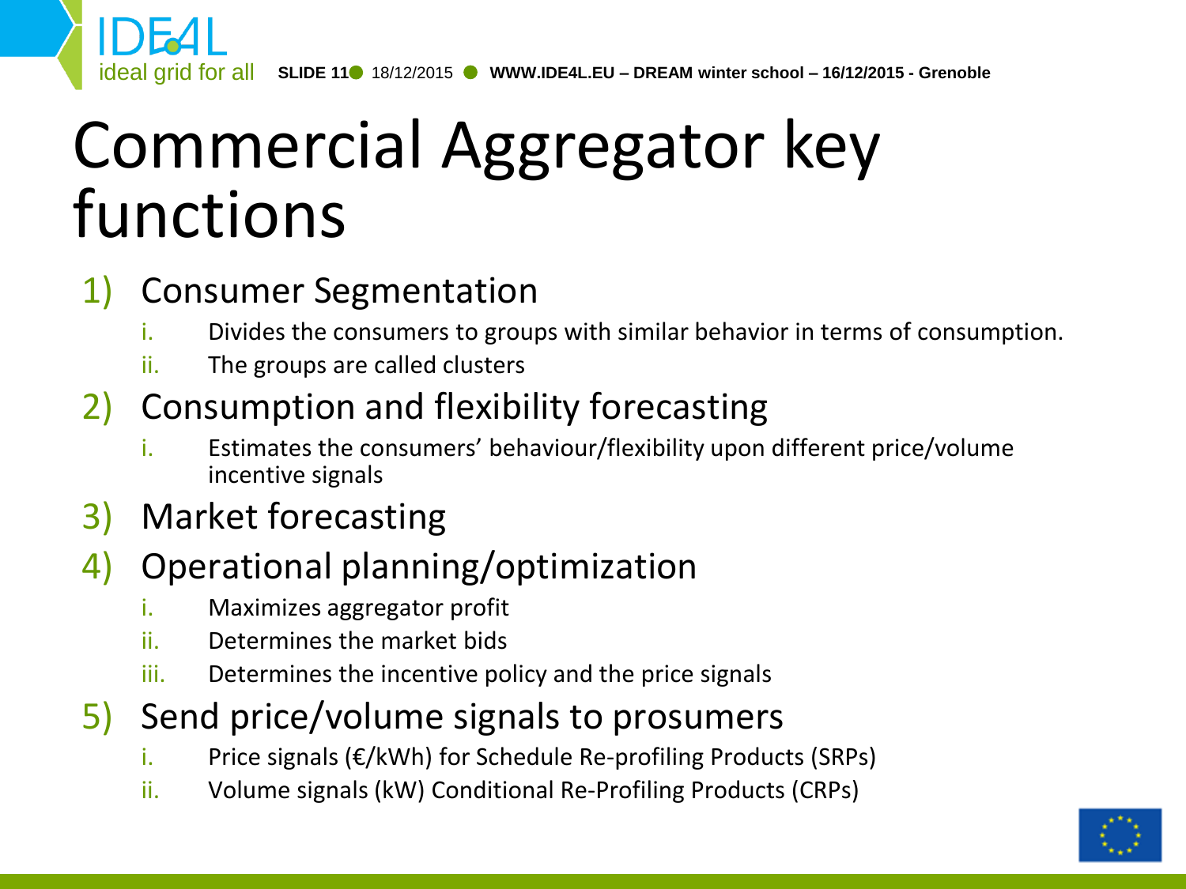# Commercial Aggregator key functions

1) Consumer Segmentation
   i. Divides the consumers to groups with similar behavior in terms of consumption.
   ii. The groups are called clusters
2) Consumption and flexibility forecasting
   i. Estimates the consumers' behaviour/flexibility upon different price/volume incentive signals
3) Market forecasting
4) Operational planning/optimization
   i. Maximizes aggregator profit
   ii. Determines the market bids
   iii. Determines the incentive policy and the price signals
5) Send price/volume signals to prosumers
   i. Price signals (€/kWh) for Schedule Re-profiling Products (SRPs)
   ii. Volume signals (kW) Conditional Re-Profiling Products (CRPs)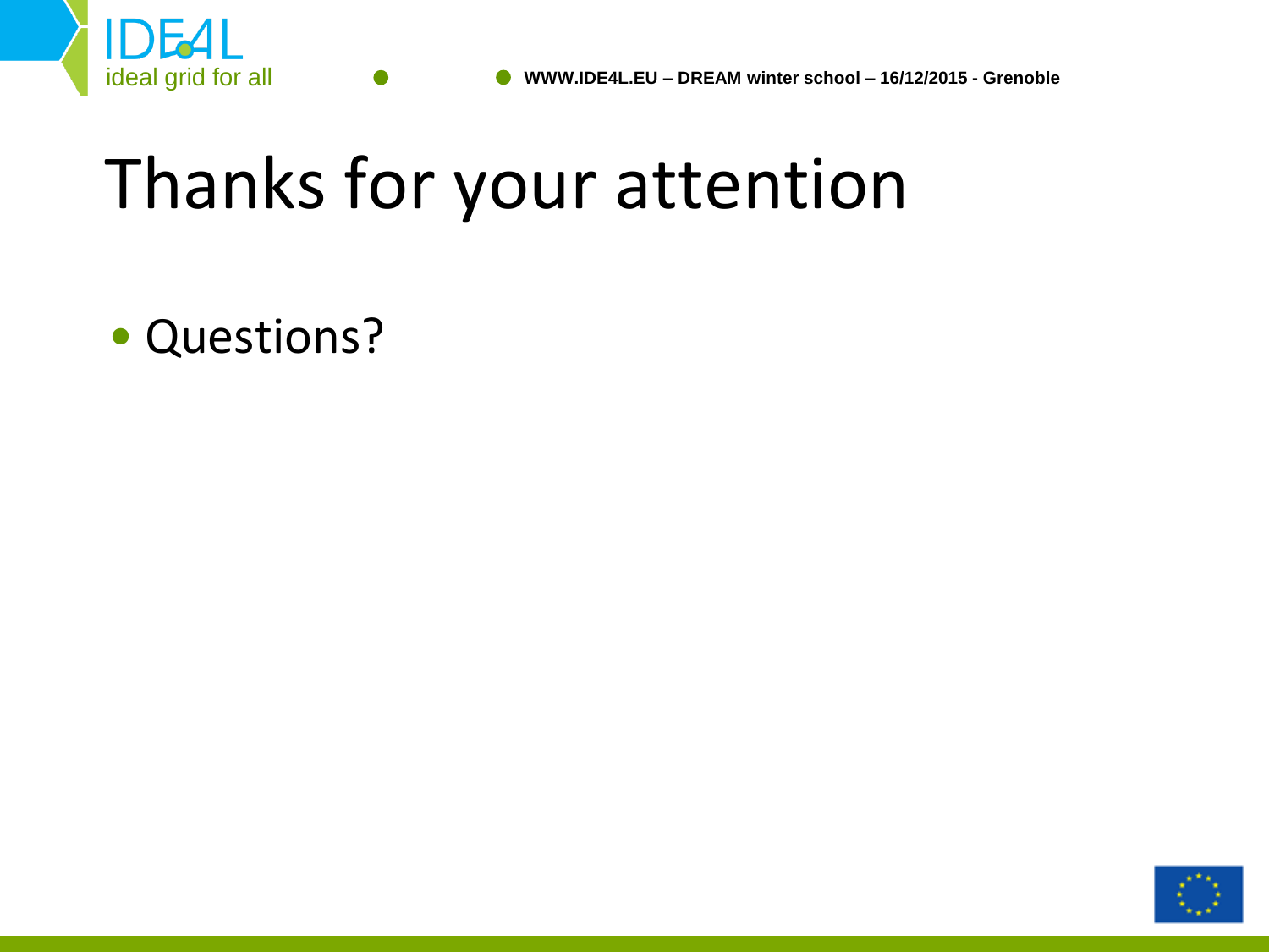# Thanks for your attention

- Questions?